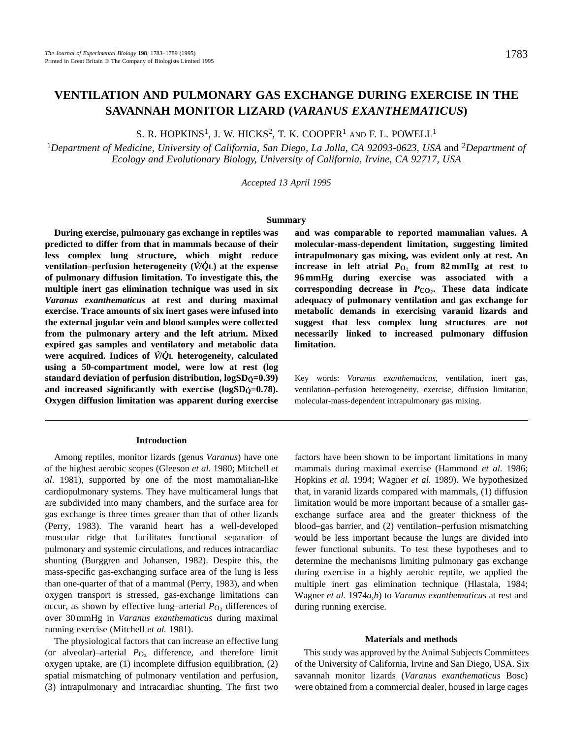# VENTILATION AND PULMONARY GAS EXCHANGE DURING EXERCISE IN THE SAVANNAH MONITOR LIZARD (*VARANUS EXANTHEMATICUS*)

S. R. HOPKINS[1], J. W. HICKS[2], T. K. COOPER[1] AND F. L. POWELL[1]

[1]*Department of Medicine, University of California, San Diego, La Jolla, CA 92093-0623, USA* and [2]*Department of Ecology and Evolutionary Biology, University of California, Irvine, CA 92717, USA*

*Accepted 13 April 1995*

## Summary

**During exercise, pulmonary gas exchange in reptiles was predicted to differ from that in mammals because of their less complex lung structure, which might reduce ventilation–perfusion heterogeneity ($\dot{V}/\dot{Q}_L$) at the expense of pulmonary diffusion limitation. To investigate this, the multiple inert gas elimination technique was used in six *Varanus exanthematicus* at rest and during maximal exercise. Trace amounts of six inert gases were infused into the external jugular vein and blood samples were collected from the pulmonary artery and the left atrium. Mixed expired gas samples and ventilatory and metabolic data were acquired. Indices of $\dot{V}/\dot{Q}_L$ heterogeneity, calculated using a 50-compartment model, were low at rest (log standard deviation of perfusion distribution, $\log SD_{\dot{Q}}$=0.39) and increased significantly with exercise ($\log SD_{\dot{Q}}$=0.78). Oxygen diffusion limitation was apparent during exercise and was comparable to reported mammalian values. A molecular-mass-dependent limitation, suggesting limited intrapulmonary gas mixing, was evident only at rest. An increase in left atrial $P_{O_2}$ from 82 mmHg at rest to 96 mmHg during exercise was associated with a corresponding decrease in $P_{CO_2}$. These data indicate adequacy of pulmonary ventilation and gas exchange for metabolic demands in exercising varanid lizards and suggest that less complex lung structures are not necessarily linked to increased pulmonary diffusion limitation.**

Key words: *Varanus exanthematicus*, ventilation, inert gas, ventilation–perfusion heterogeneity, exercise, diffusion limitation, molecular-mass-dependent intrapulmonary gas mixing.

## Introduction

Among reptiles, monitor lizards (genus *Varanus*) have one of the highest aerobic scopes (Gleeson *et al.* 1980; Mitchell *et al*. 1981), supported by one of the most mammalian-like cardiopulmonary systems. They have multicameral lungs that are subdivided into many chambers, and the surface area for gas exchange is three times greater than that of other lizards (Perry, 1983). The varanid heart has a well-developed muscular ridge that facilitates functional separation of pulmonary and systemic circulations, and reduces intracardiac shunting (Burggren and Johansen, 1982). Despite this, the mass-specific gas-exchanging surface area of the lung is less than one-quarter of that of a mammal (Perry, 1983), and when oxygen transport is stressed, gas-exchange limitations can occur, as shown by effective lung–arterial $P_{O_2}$ differences of over 30 mmHg in *Varanus exanthematicus* during maximal running exercise (Mitchell *et al.* 1981).

The physiological factors that can increase an effective lung (or alveolar)–arterial $P_{O_2}$ difference, and therefore limit oxygen uptake, are (1) incomplete diffusion equilibration, (2) spatial mismatching of pulmonary ventilation and perfusion, (3) intrapulmonary and intracardiac shunting. The first two factors have been shown to be important limitations in many mammals during maximal exercise (Hammond *et al.* 1986; Hopkins *et al.* 1994; Wagner *et al.* 1989). We hypothesized that, in varanid lizards compared with mammals, (1) diffusion limitation would be more important because of a smaller gas-exchange surface area and the greater thickness of the blood–gas barrier, and (2) ventilation–perfusion mismatching would be less important because the lungs are divided into fewer functional subunits. To test these hypotheses and to determine the mechanisms limiting pulmonary gas exchange during exercise in a highly aerobic reptile, we applied the multiple inert gas elimination technique (Hlastala, 1984; Wagner *et al.* 1974*a*,*b*) to *Varanus exanthematicus* at rest and during running exercise.

## Materials and methods

This study was approved by the Animal Subjects Committees of the University of California, Irvine and San Diego, USA. Six savannah monitor lizards (*Varanus exanthematicus* Bosc) were obtained from a commercial dealer, housed in large cages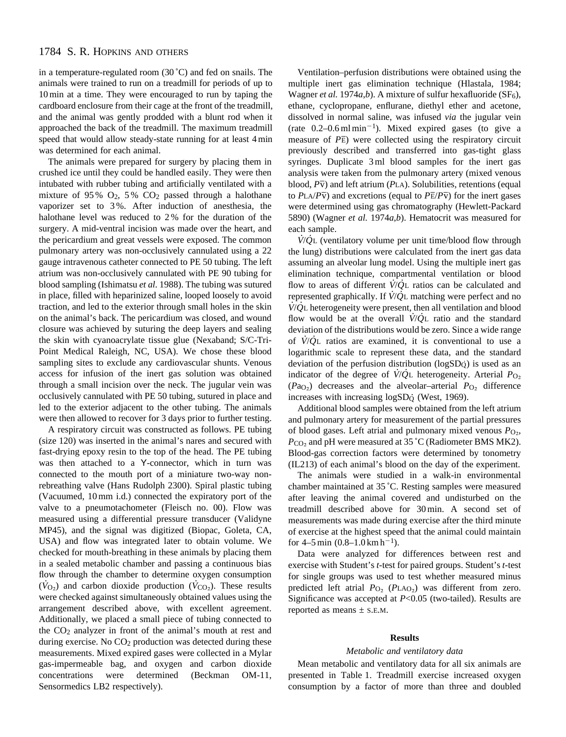in a temperature-regulated room (30 °C) and fed on snails. The animals were trained to run on a treadmill for periods of up to 10 min at a time. They were encouraged to run by taping the cardboard enclosure from their cage at the front of the treadmill, and the animal was gently prodded with a blunt rod when it approached the back of the treadmill. The maximum treadmill speed that would allow steady-state running for at least 4 min was determined for each animal.

The animals were prepared for surgery by placing them in crushed ice until they could be handled easily. They were then intubated with rubber tubing and artificially ventilated with a mixture of 95 % $O_2$, 5 % $CO_2$ passed through a halothane vaporizer set to 3 %. After induction of anesthesia, the halothane level was reduced to 2 % for the duration of the surgery. A mid-ventral incision was made over the heart, and the pericardium and great vessels were exposed. The common pulmonary artery was non-occlusively cannulated using a 22 gauge intravenous catheter connected to PE 50 tubing. The left atrium was non-occlusively cannulated with PE 90 tubing for blood sampling (Ishimatsu *et al.* 1988). The tubing was sutured in place, filled with heparinized saline, looped loosely to avoid traction, and led to the exterior through small holes in the skin on the animal's back. The pericardium was closed, and wound closure was achieved by suturing the deep layers and sealing the skin with cyanoacrylate tissue glue (Nexaband; S/C-Tri-Point Medical Raleigh, NC, USA). We chose these blood sampling sites to exclude any cardiovascular shunts. Venous access for infusion of the inert gas solution was obtained through a small incision over the neck. The jugular vein was occlusively cannulated with PE 50 tubing, sutured in place and led to the exterior adjacent to the other tubing. The animals were then allowed to recover for 3 days prior to further testing.

A respiratory circuit was constructed as follows. PE tubing (size 120) was inserted in the animal's nares and secured with fast-drying epoxy resin to the top of the head. The PE tubing was then attached to a Y-connector, which in turn was connected to the mouth port of a miniature two-way non-rebreathing valve (Hans Rudolph 2300). Spiral plastic tubing (Vacuumed, 10 mm i.d.) connected the expiratory port of the valve to a pneumotachometer (Fleisch no. 00). Flow was measured using a differential pressure transducer (Validyne MP45), and the signal was digitized (Biopac, Goleta, CA, USA) and flow was integrated later to obtain volume. We checked for mouth-breathing in these animals by placing them in a sealed metabolic chamber and passing a continuous bias flow through the chamber to determine oxygen consumption ($\dot{V}_{O_2}$) and carbon dioxide production ($\dot{V}_{CO_2}$). These results were checked against simultaneously obtained values using the arrangement described above, with excellent agreement. Additionally, we placed a small piece of tubing connected to the $CO_2$ analyzer in front of the animal's mouth at rest and during exercise. No $CO_2$ production was detected during these measurements. Mixed expired gases were collected in a Mylar gas-impermeable bag, and oxygen and carbon dioxide concentrations were determined (Beckman OM-11, Sensormedics LB2 respectively).

Ventilation–perfusion distributions were obtained using the multiple inert gas elimination technique (Hlastala, 1984; Wagner *et al.* 1974*a*,*b*). A mixture of sulfur hexafluoride ($SF_6$), ethane, cyclopropane, enflurane, diethyl ether and acetone, dissolved in normal saline, was infused *via* the jugular vein (rate 0.2–0.6 ml min$^{-1}$). Mixed expired gases (to give a measure of $P\bar{E}$) were collected using the respiratory circuit previously described and transferred into gas-tight glass syringes. Duplicate 3 ml blood samples for the inert gas analysis were taken from the pulmonary artery (mixed venous blood, $P\bar{v}$) and left atrium ($P$LA). Solubilities, retentions (equal to $P$LA/$P\bar{v}$) and excretions (equal to $P\bar{E}/P\bar{v}$) for the inert gases were determined using gas chromatography (Hewlett-Packard 5890) (Wagner *et al.* 1974*a*,*b*). Hematocrit was measured for each sample.

$\dot{V}/\dot{Q}_L$ (ventilatory volume per unit time/blood flow through the lung) distributions were calculated from the inert gas data assuming an alveolar lung model. Using the multiple inert gas elimination technique, compartmental ventilation or blood flow to areas of different $\dot{V}/\dot{Q}_L$ ratios can be calculated and represented graphically. If $\dot{V}/\dot{Q}_L$ matching were perfect and no $\dot{V}/\dot{Q}_L$ heterogeneity were present, then all ventilation and blood flow would be at the overall $\dot{V}/\dot{Q}_L$ ratio and the standard deviation of the distributions would be zero. Since a wide range of $\dot{V}/\dot{Q}_L$ ratios are examined, it is conventional to use a logarithmic scale to represent these data, and the standard deviation of the perfusion distribution (logSD$_{\dot{Q}}$) is used as an indicator of the degree of $\dot{V}/\dot{Q}_L$ heterogeneity. Arterial $P_{O_2}$ ($Pa_{O_2}$) decreases and the alveolar–arterial $P_{O_2}$ difference increases with increasing logSD$_{\dot{Q}}$ (West, 1969).

Additional blood samples were obtained from the left atrium and pulmonary artery for measurement of the partial pressures of blood gases. Left atrial and pulmonary mixed venous $P_{O_2}$, $P_{CO_2}$ and pH were measured at 35 °C (Radiometer BMS MK2). Blood-gas correction factors were determined by tonometry (IL213) of each animal's blood on the day of the experiment.

The animals were studied in a walk-in environmental chamber maintained at 35 °C. Resting samples were measured after leaving the animal covered and undisturbed on the treadmill described above for 30 min. A second set of measurements was made during exercise after the third minute of exercise at the highest speed that the animal could maintain for 4–5 min (0.8–1.0 km h$^{-1}$).

Data were analyzed for differences between rest and exercise with Student's *t*-test for paired groups. Student's *t*-test for single groups was used to test whether measured minus predicted left atrial $P_{O_2}$ ($P_{LAO_2}$) was different from zero. Significance was accepted at $P<0.05$ (two-tailed). Results are reported as means ± S.E.M.

## Results

### *Metabolic and ventilatory data*

Mean metabolic and ventilatory data for all six animals are presented in Table 1. Treadmill exercise increased oxygen consumption by a factor of more than three and doubled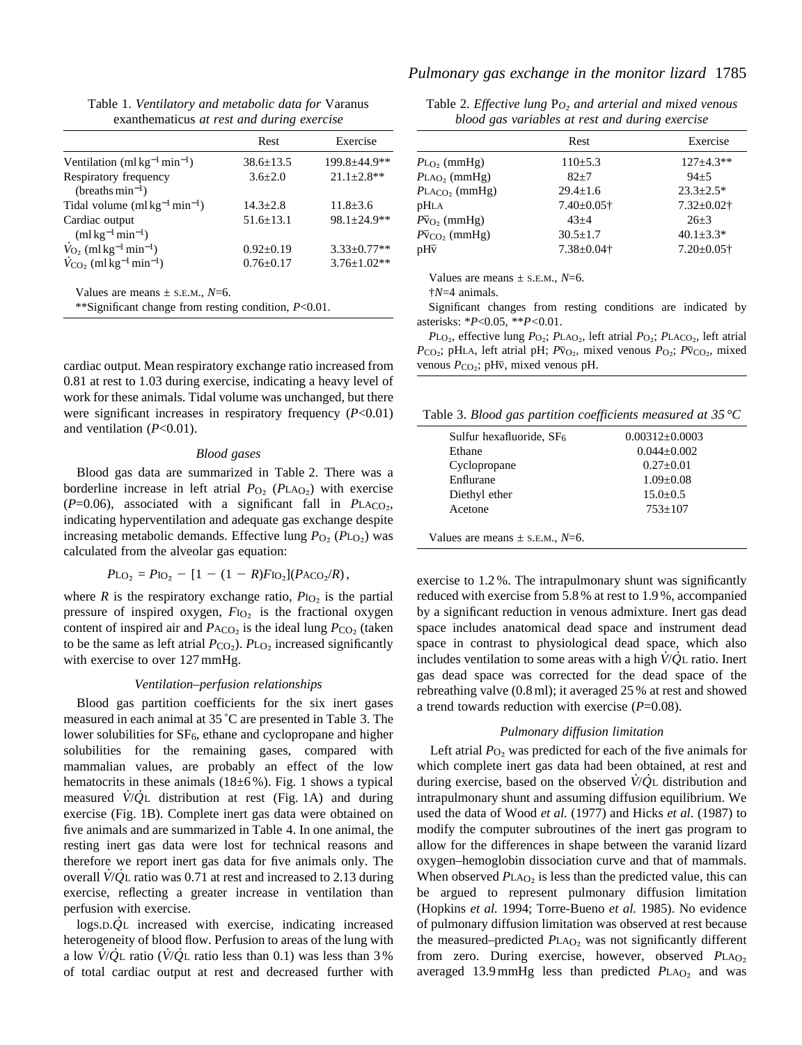Table 1. *Ventilatory and metabolic data for* Varanus exanthematicus *at rest and during exercise*

| | Rest | Exercise |
|---|---|---|
| Ventilation (ml kg$^{-1}$ min$^{-1}$) | 38.6±13.5 | 199.8±44.9** |
| Respiratory frequency (breaths min$^{-1}$) | 3.6±2.0 | 21.1±2.8** |
| Tidal volume (ml kg$^{-1}$ min$^{-1}$) | 14.3±2.8 | 11.8±3.6 |
| Cardiac output (ml kg$^{-1}$ min$^{-1}$) | 51.6±13.1 | 98.1±24.9** |
| $\dot{V}_{O_2}$ (ml kg$^{-1}$ min$^{-1}$) | 0.92±0.19 | 3.33±0.77** |
| $\dot{V}_{CO_2}$ (ml kg$^{-1}$ min$^{-1}$) | 0.76±0.17 | 3.76±1.02** |

Values are means ± S.E.M., $N$=6.

**Significant change from resting condition, $P$<0.01.

cardiac output. Mean respiratory exchange ratio increased from 0.81 at rest to 1.03 during exercise, indicating a heavy level of work for these animals. Tidal volume was unchanged, but there were significant increases in respiratory frequency ($P$<0.01) and ventilation ($P$<0.01).

### *Blood gases*

Blood gas data are summarized in Table 2. There was a borderline increase in left atrial $P_{O_2}$ ($P_{LAO_2}$) with exercise ($P$=0.06), associated with a significant fall in $P_{LACO_2}$, indicating hyperventilation and adequate gas exchange despite increasing metabolic demands. Effective lung $P_{O_2}$ ($P_{LO_2}$) was calculated from the alveolar gas equation:

$$P_{LO_2} = P_{IO_2} - [1 - (1 - R)F_{IO_2}](P_{ACO_2}/R)\,,$$

where $R$ is the respiratory exchange ratio, $P_{IO_2}$ is the partial pressure of inspired oxygen, $F_{IO_2}$ is the fractional oxygen content of inspired air and $P_{ACO_2}$ is the ideal lung $P_{CO_2}$ (taken to be the same as left atrial $P_{CO_2}$). $P_{LO_2}$ increased significantly with exercise to over 127 mmHg.

### *Ventilation–perfusion relationships*

Blood gas partition coefficients for the six inert gases measured in each animal at 35 ˚C are presented in Table 3. The lower solubilities for $SF_6$, ethane and cyclopropane and higher solubilities for the remaining gases, compared with mammalian values, are probably an effect of the low hematocrits in these animals (18±6 %). Fig. 1 shows a typical measured $\dot{V}/\dot{Q}_L$ distribution at rest (Fig. 1A) and during exercise (Fig. 1B). Complete inert gas data were obtained on five animals and are summarized in Table 4. In one animal, the resting inert gas data were lost for technical reasons and therefore we report inert gas data for five animals only. The overall $\dot{V}/\dot{Q}_L$ ratio was 0.71 at rest and increased to 2.13 during exercise, reflecting a greater increase in ventilation than perfusion with exercise.

log$_{S.D.}\dot{Q}_L$ increased with exercise, indicating increased heterogeneity of blood flow. Perfusion to areas of the lung with a low $\dot{V}/\dot{Q}_L$ ratio ($\dot{V}/\dot{Q}_L$ ratio less than 0.1) was less than 3 % of total cardiac output at rest and decreased further with exercise to 1.2 %. The intrapulmonary shunt was significantly reduced with exercise from 5.8 % at rest to 1.9 %, accompanied by a significant reduction in venous admixture. Inert gas dead space includes anatomical dead space and instrument dead space in contrast to physiological dead space, which also includes ventilation to some areas with a high $\dot{V}/\dot{Q}_L$ ratio. Inert gas dead space was corrected for the dead space of the rebreathing valve (0.8 ml); it averaged 25 % at rest and showed a trend towards reduction with exercise ($P$=0.08).

Table 2. *Effective lung* $P_{O_2}$ *and arterial and mixed venous blood gas variables at rest and during exercise*

| | Rest | Exercise |
|---|---|---|
| $P_{LO_2}$ (mmHg) | 110±5.3 | 127±4.3** |
| $P_{LAO_2}$ (mmHg) | 82±7 | 94±5 |
| $P_{LACO_2}$ (mmHg) | 29.4±1.6 | 23.3±2.5* |
| pHLA | 7.40±0.05† | 7.32±0.02† |
| $P_{\bar{v}O_2}$ (mmHg) | 43±4 | 26±3 |
| $P_{\bar{v}CO_2}$ (mmHg) | 30.5±1.7 | 40.1±3.3* |
| pH$\bar{v}$ | 7.38±0.04† | 7.20±0.05† |

Values are means ± S.E.M., $N$=6.

†$N$=4 animals.

Significant changes from resting conditions are indicated by asterisks: *$P$<0.05, **$P$<0.01.

$P_{LO_2}$, effective lung $P_{O_2}$; $P_{LAO_2}$, left atrial $P_{O_2}$; $P_{LACO_2}$, left atrial $P_{CO_2}$; pHLA, left atrial pH; $P_{\bar{v}O_2}$, mixed venous $P_{O_2}$; $P_{\bar{v}CO_2}$, mixed venous $P_{CO_2}$; pH$\bar{v}$, mixed venous pH.

Table 3. *Blood gas partition coefficients measured at 35 °C*

| | |
|---|---|
| Sulfur hexafluoride, $SF_6$ | 0.00312±0.0003 |
| Ethane | 0.044±0.002 |
| Cyclopropane | 0.27±0.01 |
| Enflurane | 1.09±0.08 |
| Diethyl ether | 15.0±0.5 |
| Acetone | 753±107 |

Values are means ± S.E.M., $N$=6.

### *Pulmonary diffusion limitation*

Left atrial $P_{O_2}$ was predicted for each of the five animals for which complete inert gas data had been obtained, at rest and during exercise, based on the observed $\dot{V}/\dot{Q}_L$ distribution and intrapulmonary shunt and assuming diffusion equilibrium. We used the data of Wood *et al.* (1977) and Hicks *et al.* (1987) to modify the computer subroutines of the inert gas program to allow for the differences in shape between the varanid lizard oxygen–hemoglobin dissociation curve and that of mammals. When observed $P_{LAO_2}$ is less than the predicted value, this can be argued to represent pulmonary diffusion limitation (Hopkins *et al.* 1994; Torre-Bueno *et al.* 1985). No evidence of pulmonary diffusion limitation was observed at rest because the measured–predicted $P_{LAO_2}$ was not significantly different from zero. During exercise, however, observed $P_{LAO_2}$ averaged 13.9 mmHg less than predicted $P_{LAO_2}$ and was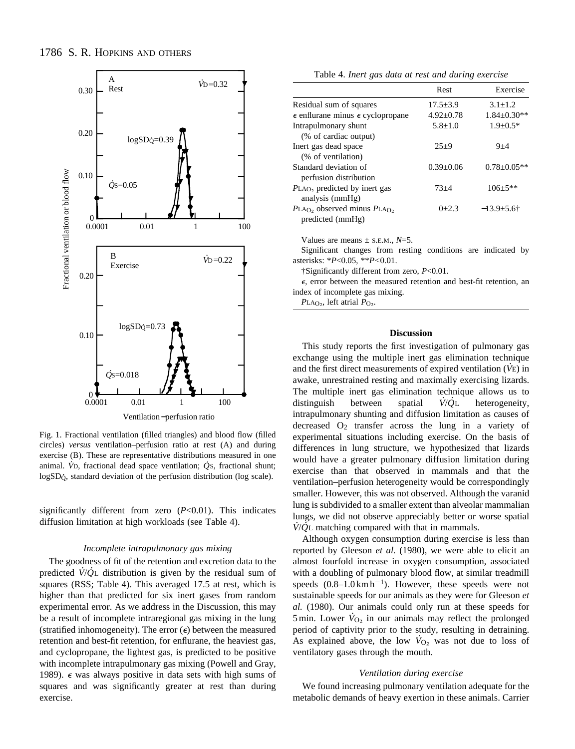Fig. 1. Fractional ventilation (filled triangles) and blood flow (filled circles) *versus* ventilation–perfusion ratio at rest (A) and during exercise (B). These are representative distributions measured in one animal. $\dot{V}_D$, fractional dead space ventilation; $\dot{Q}_S$, fractional shunt; $\log SD_{\dot{Q}}$, standard deviation of the perfusion distribution (log scale).

significantly different from zero ($P$<0.01). This indicates diffusion limitation at high workloads (see Table 4).

### *Incomplete intrapulmonary gas mixing*

The goodness of fit of the retention and excretion data to the predicted $\dot{V}/\dot{Q}_L$ distribution is given by the residual sum of squares (RSS; Table 4). This averaged 17.5 at rest, which is higher than that predicted for six inert gases from random experimental error. As we address in the Discussion, this may be a result of incomplete intraregional gas mixing in the lung (stratified inhomogeneity). The error ($\epsilon$) between the measured retention and best-fit retention, for enflurane, the heaviest gas, and cyclopropane, the lightest gas, is predicted to be positive with incomplete intrapulmonary gas mixing (Powell and Gray, 1989). $\epsilon$ was always positive in data sets with high sums of squares and was significantly greater at rest than during exercise.

Table 4. *Inert gas data at rest and during exercise*

| | Rest | Exercise |
|---|---|---|
| Residual sum of squares | 17.5±3.9 | 3.1±1.2 |
| $\epsilon$ enflurane minus $\epsilon$ cyclopropane | 4.92±0.78 | 1.84±0.30** |
| Intrapulmonary shunt (% of cardiac output) | 5.8±1.0 | 1.9±0.5* |
| Inert gas dead space (% of ventilation) | 25±9 | 9±4 |
| Standard deviation of perfusion distribution | 0.39±0.06 | 0.78±0.05** |
| $P_{LAO_2}$ predicted by inert gas analysis (mmHg) | 73±4 | 106±5** |
| $P_{LAO_2}$ observed minus $P_{LAO_2}$ predicted (mmHg) | 0±2.3 | −13.9±5.6† |

Values are means ± S.E.M., $N$=5.

Significant changes from resting conditions are indicated by asterisks: *$P$<0.05, **$P$<0.01.

†Significantly different from zero, $P$<0.01.

$\epsilon$, error between the measured retention and best-fit retention, an index of incomplete gas mixing.

$P_{LAO_2}$, left atrial $P_{O_2}$.

## Discussion

This study reports the first investigation of pulmonary gas exchange using the multiple inert gas elimination technique and the first direct measurements of expired ventilation ($\dot{V}_E$) in awake, unrestrained resting and maximally exercising lizards. The multiple inert gas elimination technique allows us to distinguish between spatial $\dot{V}/\dot{Q}_L$ heterogeneity, intrapulmonary shunting and diffusion limitation as causes of decreased $O_2$ transfer across the lung in a variety of experimental situations including exercise. On the basis of differences in lung structure, we hypothesized that lizards would have a greater pulmonary diffusion limitation during exercise than that observed in mammals and that the ventilation–perfusion heterogeneity would be correspondingly smaller. However, this was not observed. Although the varanid lung is subdivided to a smaller extent than alveolar mammalian lungs, we did not observe appreciably better or worse spatial $\dot{V}/\dot{Q}_L$ matching compared with that in mammals.

Although oxygen consumption during exercise is less than reported by Gleeson *et al.* (1980), we were able to elicit an almost fourfold increase in oxygen consumption, associated with a doubling of pulmonary blood flow, at similar treadmill speeds (0.8–1.0 km h$^{-1}$). However, these speeds were not sustainable speeds for our animals as they were for Gleeson *et al.* (1980). Our animals could only run at these speeds for 5 min. Lower $\dot{V}_{O_2}$ in our animals may reflect the prolonged period of captivity prior to the study, resulting in detraining. As explained above, the low $\dot{V}_{O_2}$ was not due to loss of ventilatory gases through the mouth.

### *Ventilation during exercise*

We found increasing pulmonary ventilation adequate for the metabolic demands of heavy exertion in these animals. Carrier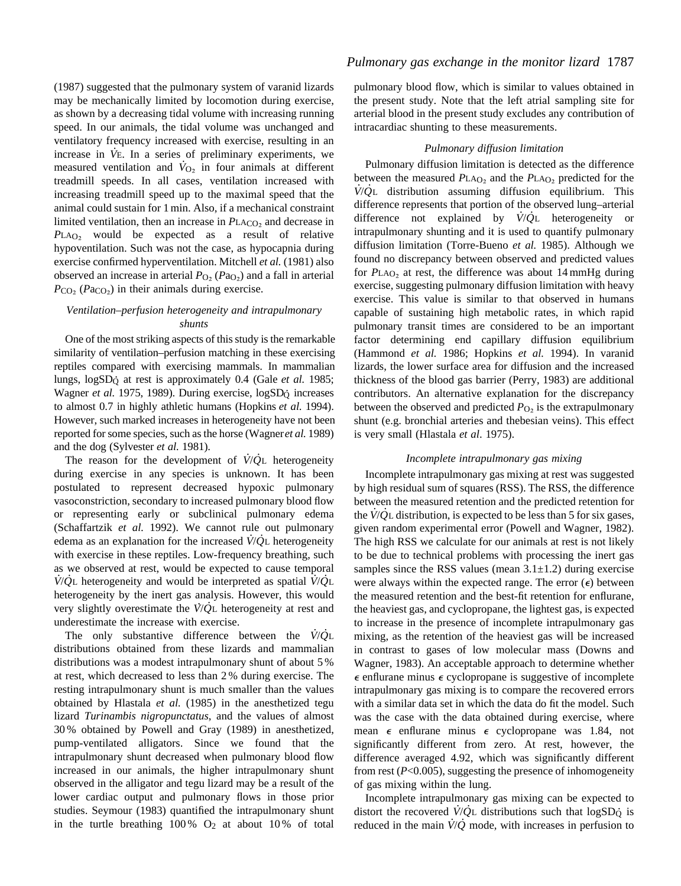(1987) suggested that the pulmonary system of varanid lizards may be mechanically limited by locomotion during exercise, as shown by a decreasing tidal volume with increasing running speed. In our animals, the tidal volume was unchanged and ventilatory frequency increased with exercise, resulting in an increase in $\dot{V}_E$. In a series of preliminary experiments, we measured ventilation and $\dot{V}_{O_2}$ in four animals at different treadmill speeds. In all cases, ventilation increased with increasing treadmill speed up to the maximal speed that the animal could sustain for 1 min. Also, if a mechanical constraint limited ventilation, then an increase in $P_{LA_{CO_2}}$ and decrease in $P_{LA_{O_2}}$ would be expected as a result of relative hypoventilation. Such was not the case, as hypocapnia during exercise confirmed hyperventilation. Mitchell *et al.* (1981) also observed an increase in arterial $P_{O_2}$ ($Pa_{O_2}$) and a fall in arterial $P_{CO_2}$ ($Pa_{CO_2}$) in their animals during exercise.

### *Ventilation–perfusion heterogeneity and intrapulmonary shunts*

One of the most striking aspects of this study is the remarkable similarity of ventilation–perfusion matching in these exercising reptiles compared with exercising mammals. In mammalian lungs, $\log SD_{\dot{Q}}$ at rest is approximately 0.4 (Gale *et al.* 1985; Wagner *et al.* 1975, 1989). During exercise, $\log SD_{\dot{Q}}$ increases to almost 0.7 in highly athletic humans (Hopkins *et al.* 1994). However, such marked increases in heterogeneity have not been reported for some species, such as the horse (Wagner *et al.* 1989) and the dog (Sylvester *et al.* 1981).

The reason for the development of $\dot{V}/\dot{Q}_L$ heterogeneity during exercise in any species is unknown. It has been postulated to represent decreased hypoxic pulmonary vasoconstriction, secondary to increased pulmonary blood flow or representing early or subclinical pulmonary edema (Schaffartzik *et al.* 1992). We cannot rule out pulmonary edema as an explanation for the increased $\dot{V}/\dot{Q}_L$ heterogeneity with exercise in these reptiles. Low-frequency breathing, such as we observed at rest, would be expected to cause temporal $\dot{V}/\dot{Q}_L$ heterogeneity and would be interpreted as spatial $\dot{V}/\dot{Q}_L$ heterogeneity by the inert gas analysis. However, this would very slightly overestimate the $\dot{V}/\dot{Q}_L$ heterogeneity at rest and underestimate the increase with exercise.

The only substantive difference between the $\dot{V}/\dot{Q}_L$ distributions obtained from these lizards and mammalian distributions was a modest intrapulmonary shunt of about 5 % at rest, which decreased to less than 2 % during exercise. The resting intrapulmonary shunt is much smaller than the values obtained by Hlastala *et al.* (1985) in the anesthetized tegu lizard *Turinambis nigropunctatus*, and the values of almost 30 % obtained by Powell and Gray (1989) in anesthetized, pump-ventilated alligators. Since we found that the intrapulmonary shunt decreased when pulmonary blood flow increased in our animals, the higher intrapulmonary shunt observed in the alligator and tegu lizard may be a result of the lower cardiac output and pulmonary flows in those prior studies. Seymour (1983) quantified the intrapulmonary shunt in the turtle breathing 100 % $O_2$ at about 10 % of total pulmonary blood flow, which is similar to values obtained in the present study. Note that the left atrial sampling site for arterial blood in the present study excludes any contribution of intracardiac shunting to these measurements.

### *Pulmonary diffusion limitation*

Pulmonary diffusion limitation is detected as the difference between the measured $P_{LA_{O_2}}$ and the $P_{LA_{O_2}}$ predicted for the $\dot{V}/\dot{Q}_L$ distribution assuming diffusion equilibrium. This difference represents that portion of the observed lung–arterial difference not explained by $\dot{V}/\dot{Q}_L$ heterogeneity or intrapulmonary shunting and it is used to quantify pulmonary diffusion limitation (Torre-Bueno *et al.* 1985). Although we found no discrepancy between observed and predicted values for $P_{LA_{O_2}}$ at rest, the difference was about 14 mmHg during exercise, suggesting pulmonary diffusion limitation with heavy exercise. This value is similar to that observed in humans capable of sustaining high metabolic rates, in which rapid pulmonary transit times are considered to be an important factor determining end capillary diffusion equilibrium (Hammond *et al.* 1986; Hopkins *et al.* 1994). In varanid lizards, the lower surface area for diffusion and the increased thickness of the blood gas barrier (Perry, 1983) are additional contributors. An alternative explanation for the discrepancy between the observed and predicted $P_{O_2}$ is the extrapulmonary shunt (e.g. bronchial arteries and thebesian veins). This effect is very small (Hlastala *et al*. 1975).

### *Incomplete intrapulmonary gas mixing*

Incomplete intrapulmonary gas mixing at rest was suggested by high residual sum of squares (RSS). The RSS, the difference between the measured retention and the predicted retention for the $\dot{V}/\dot{Q}_L$ distribution, is expected to be less than 5 for six gases, given random experimental error (Powell and Wagner, 1982). The high RSS we calculate for our animals at rest is not likely to be due to technical problems with processing the inert gas samples since the RSS values (mean 3.1±1.2) during exercise were always within the expected range. The error ($\epsilon$) between the measured retention and the best-fit retention for enflurane, the heaviest gas, and cyclopropane, the lightest gas, is expected to increase in the presence of incomplete intrapulmonary gas mixing, as the retention of the heaviest gas will be increased in contrast to gases of low molecular mass (Downs and Wagner, 1983). An acceptable approach to determine whether $\epsilon$ enflurane minus $\epsilon$ cyclopropane is suggestive of incomplete intrapulmonary gas mixing is to compare the recovered errors with a similar data set in which the data do fit the model. Such was the case with the data obtained during exercise, where mean $\epsilon$ enflurane minus $\epsilon$ cyclopropane was 1.84, not significantly different from zero. At rest, however, the difference averaged 4.92, which was significantly different from rest ($P$<0.005), suggesting the presence of inhomogeneity of gas mixing within the lung.

Incomplete intrapulmonary gas mixing can be expected to distort the recovered $\dot{V}/\dot{Q}_L$ distributions such that $\log SD_{\dot{Q}}$ is reduced in the main $\dot{V}/\dot{Q}$ mode, with increases in perfusion to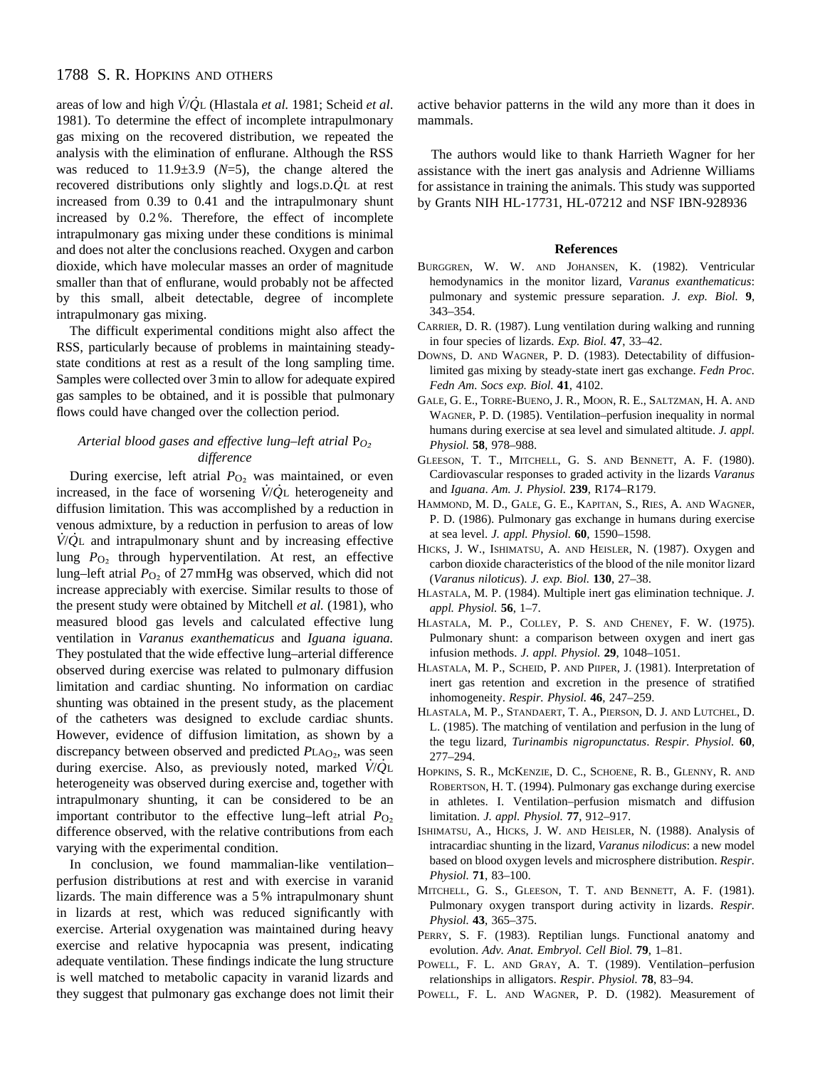areas of low and high $\dot{V}/\dot{Q}_L$ (Hlastala *et al.* 1981; Scheid *et al.* 1981). To determine the effect of incomplete intrapulmonary gas mixing on the recovered distribution, we repeated the analysis with the elimination of enflurane. Although the RSS was reduced to 11.9±3.9 ($N$=5), the change altered the recovered distributions only slightly and logs.D.$\dot{Q}_L$ at rest increased from 0.39 to 0.41 and the intrapulmonary shunt increased by 0.2 %. Therefore, the effect of incomplete intrapulmonary gas mixing under these conditions is minimal and does not alter the conclusions reached. Oxygen and carbon dioxide, which have molecular masses an order of magnitude smaller than that of enflurane, would probably not be affected by this small, albeit detectable, degree of incomplete intrapulmonary gas mixing.

The difficult experimental conditions might also affect the RSS, particularly because of problems in maintaining steady-state conditions at rest as a result of the long sampling time. Samples were collected over 3 min to allow for adequate expired gas samples to be obtained, and it is possible that pulmonary flows could have changed over the collection period.

### *Arterial blood gases and effective lung–left atrial $P_{O_2}$ difference*

During exercise, left atrial $P_{O_2}$ was maintained, or even increased, in the face of worsening $\dot{V}/\dot{Q}_L$ heterogeneity and diffusion limitation. This was accomplished by a reduction in venous admixture, by a reduction in perfusion to areas of low $\dot{V}/\dot{Q}_L$ and intrapulmonary shunt and by increasing effective lung $P_{O_2}$ through hyperventilation. At rest, an effective lung–left atrial $P_{O_2}$ of 27 mmHg was observed, which did not increase appreciably with exercise. Similar results to those of the present study were obtained by Mitchell *et al.* (1981), who measured blood gas levels and calculated effective lung ventilation in *Varanus exanthematicus* and *Iguana iguana.* They postulated that the wide effective lung–arterial difference observed during exercise was related to pulmonary diffusion limitation and cardiac shunting. No information on cardiac shunting was obtained in the present study, as the placement of the catheters was designed to exclude cardiac shunts. However, evidence of diffusion limitation, as shown by a discrepancy between observed and predicted $P_{LAO_2}$, was seen during exercise. Also, as previously noted, marked $\dot{V}/\dot{Q}_L$ heterogeneity was observed during exercise and, together with intrapulmonary shunting, it can be considered to be an important contributor to the effective lung–left atrial $P_{O_2}$ difference observed, with the relative contributions from each varying with the experimental condition.

In conclusion, we found mammalian-like ventilation–perfusion distributions at rest and with exercise in varanid lizards. The main difference was a 5 % intrapulmonary shunt in lizards at rest, which was reduced significantly with exercise. Arterial oxygenation was maintained during heavy exercise and relative hypocapnia was present, indicating adequate ventilation. These findings indicate the lung structure is well matched to metabolic capacity in varanid lizards and they suggest that pulmonary gas exchange does not limit their active behavior patterns in the wild any more than it does in mammals.

The authors would like to thank Harrieth Wagner for her assistance with the inert gas analysis and Adrienne Williams for assistance in training the animals. This study was supported by Grants NIH HL-17731, HL-07212 and NSF IBN-928936

## References

BURGGREN, W. W. AND JOHANSEN, K. (1982). Ventricular hemodynamics in the monitor lizard, *Varanus exanthematicus*: pulmonary and systemic pressure separation. *J. exp. Biol.* **9**, 343–354.

CARRIER, D. R. (1987). Lung ventilation during walking and running in four species of lizards. *Exp. Biol.* **47**, 33–42.

DOWNS, D. AND WAGNER, P. D. (1983). Detectability of diffusion-limited gas mixing by steady-state inert gas exchange. *Fedn Proc. Fedn Am. Socs exp. Biol.* **41**, 4102.

GALE, G. E., TORRE-BUENO, J. R., MOON, R. E., SALTZMAN, H. A. AND WAGNER, P. D. (1985). Ventilation–perfusion inequality in normal humans during exercise at sea level and simulated altitude. *J. appl. Physiol.* **58**, 978–988.

GLEESON, T. T., MITCHELL, G. S. AND BENNETT, A. F. (1980). Cardiovascular responses to graded activity in the lizards *Varanus* and *Iguana*. *Am. J. Physiol.* **239**, R174–R179.

HAMMOND, M. D., GALE, G. E., KAPITAN, S., RIES, A. AND WAGNER, P. D. (1986). Pulmonary gas exchange in humans during exercise at sea level. *J. appl. Physiol.* **60**, 1590–1598.

HICKS, J. W., ISHIMATSU, A. AND HEISLER, N. (1987). Oxygen and carbon dioxide characteristics of the blood of the nile monitor lizard (*Varanus niloticus*). *J. exp. Biol.* **130**, 27–38.

HLASTALA, M. P. (1984). Multiple inert gas elimination technique. *J. appl. Physiol.* **56**, 1–7.

HLASTALA, M. P., COLLEY, P. S. AND CHENEY, F. W. (1975). Pulmonary shunt: a comparison between oxygen and inert gas infusion methods. *J. appl. Physiol.* **29**, 1048–1051.

HLASTALA, M. P., SCHEID, P. AND PIIPER, J. (1981). Interpretation of inert gas retention and excretion in the presence of stratified inhomogeneity. *Respir. Physiol.* **46**, 247–259.

HLASTALA, M. P., STANDAERT, T. A., PIERSON, D. J. AND LUTCHEL, D. L. (1985). The matching of ventilation and perfusion in the lung of the tegu lizard, *Turinambis nigropunctatus*. *Respir. Physiol.* **60**, 277–294.

HOPKINS, S. R., MCKENZIE, D. C., SCHOENE, R. B., GLENNY, R. AND ROBERTSON, H. T. (1994). Pulmonary gas exchange during exercise in athletes. I. Ventilation–perfusion mismatch and diffusion limitation. *J. appl. Physiol.* **77**, 912–917.

ISHIMATSU, A., HICKS, J. W. AND HEISLER, N. (1988). Analysis of intracardiac shunting in the lizard, *Varanus nilodicus*: a new model based on blood oxygen levels and microsphere distribution. *Respir. Physiol.* **71**, 83–100.

MITCHELL, G. S., GLEESON, T. T. AND BENNETT, A. F. (1981). Pulmonary oxygen transport during activity in lizards. *Respir. Physiol.* **43**, 365–375.

PERRY, S. F. (1983). Reptilian lungs. Functional anatomy and evolution. *Adv. Anat. Embryol. Cell Biol.* **79**, 1–81.

POWELL, F. L. AND GRAY, A. T. (1989). Ventilation–perfusion relationships in alligators. *Respir. Physiol.* **78**, 83–94.

POWELL, F. L. AND WAGNER, P. D. (1982). Measurement of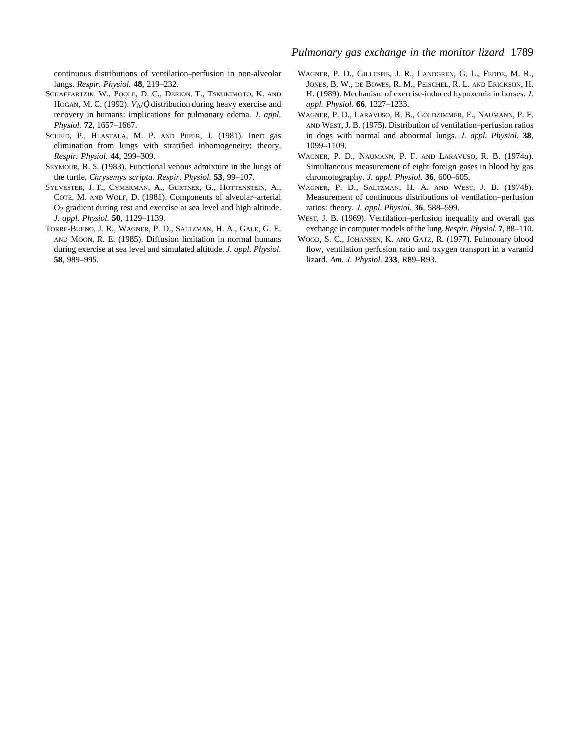continuous distributions of ventilation–perfusion in non-alveolar lungs. *Respir. Physiol.* **48**, 219–232.

SCHAFFARTZIK, W., POOLE, D. C., DERION, T., TSKUKIMOTO, K. AND HOGAN, M. C. (1992). $\dot{V}_A/\dot{Q}$ distribution during heavy exercise and recovery in humans: implications for pulmonary edema. *J. appl. Physiol.* **72**, 1657–1667.

SCHEID, P., HLASTALA, M. P. AND PIIPER, J. (1981). Inert gas elimination from lungs with stratified inhomogeneity: theory. *Respir. Physiol.* **44**, 299–309.

SEYMOUR, R. S. (1983). Functional venous admixture in the lungs of the turtle, *Chrysemys scripta*. *Respir. Physiol.* **53**, 99–107.

SYLVESTER, J. T., CYMERMAN, A., GURTNER, G., HOTTENSTEIN, A., COTE, M. AND WOLF, D. (1981). Components of alveolar–arterial $O_2$ gradient during rest and exercise at sea level and high altitude. *J. appl. Physiol.* **50**, 1129–1139.

TORRE-BUENO, J. R., WAGNER, P. D., SALTZMAN, H. A., GALE, G. E. AND MOON, R. E. (1985). Diffusion limitation in normal humans during exercise at sea level and simulated altitude. *J. appl. Physiol.* **58**, 989–995.

WAGNER, P. D., GILLESPIE, J. R., LANDGREN, G. L., FEDDE, M. R., JONES, B. W., DE BOWES, R. M., PEISCHEL, R. L. AND ERICKSON, H. H. (1989). Mechanism of exercise-induced hypoxemia in horses. *J. appl. Physiol.* **66**, 1227–1233.

WAGNER, P. D., LARAVUSO, R. B., GOLDZIMMER, E., NAUMANN, P. F. AND WEST, J. B. (1975). Distribution of ventilation–perfusion ratios in dogs with normal and abnormal lungs. *J. appl. Physiol.* **38**, 1099–1109.

WAGNER, P. D., NAUMANN, P. F. AND LARAVUSO, R. B. (1974*a*). Simultaneous measurement of eight foreign gases in blood by gas chromotography. *J. appl. Physiol.* **36**, 600–605.

WAGNER, P. D., SALTZMAN, H. A. AND WEST, J. B. (1974*b*). Measurement of continuous distributions of ventilation–perfusion ratios: theory. *J. appl. Physiol.* **36**, 588–599.

WEST, J. B. (1969). Ventilation–perfusion inequality and overall gas exchange in computer models of the lung. *Respir. Physiol.* **7**, 88–110.

WOOD, S. C., JOHANSEN, K. AND GATZ, R. (1977). Pulmonary blood flow, ventilation perfusion ratio and oxygen transport in a varanid lizard. *Am. J. Physiol.* **233**, R89–R93.